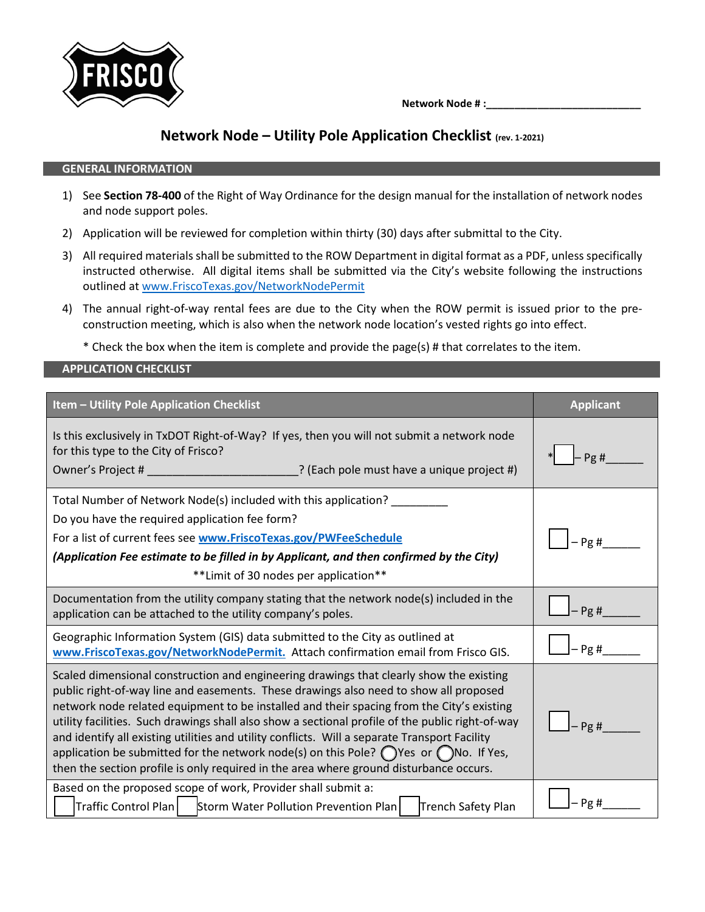Network Node # :___________________________

# Network Node – Utility Pole Application Checklist (rev. 1-2021)

## GENERAL INFORMATION

1) See **Section 78-400** of the Right of Way Ordinance for the design manual for the installation of network nodes and node support poles.
2) Application will be reviewed for completion within thirty (30) days after submittal to the City.
3) All required materials shall be submitted to the ROW Department in digital format as a PDF, unless specifically instructed otherwise. All digital items shall be submitted via the City's website following the instructions outlined at www.FriscoTexas.gov/NetworkNodePermit
4) The annual right-of-way rental fees are due to the City when the ROW permit is issued prior to the pre-construction meeting, which is also when the network node location's vested rights go into effect.

   * Check the box when the item is complete and provide the page(s) # that correlates to the item.

## APPLICATION CHECKLIST

| Item – Utility Pole Application Checklist | Applicant |
|---|---|
| Is this exclusively in TxDOT Right-of-Way? If yes, then you will not submit a network node for this type to the City of Frisco?<br>Owner's Project # ________________________? (Each pole must have a unique project #) | *☐ – Pg #______ |
| Total Number of Network Node(s) included with this application? _________<br>Do you have the required application fee form?<br>For a list of current fees see **www.FriscoTexas.gov/PWFeeSchedule**<br>***(Application Fee estimate to be filled in by Applicant, and then confirmed by the City)***<br>**Limit of 30 nodes per application** | ☐ – Pg #______ |
| Documentation from the utility company stating that the network node(s) included in the application can be attached to the utility company's poles. | ☐ – Pg #______ |
| Geographic Information System (GIS) data submitted to the City as outlined at **www.FriscoTexas.gov/NetworkNodePermit.** Attach confirmation email from Frisco GIS. | ☐ – Pg #______ |
| Scaled dimensional construction and engineering drawings that clearly show the existing public right-of-way line and easements. These drawings also need to show all proposed network node related equipment to be installed and their spacing from the City's existing utility facilities. Such drawings shall also show a sectional profile of the public right-of-way and identify all existing utilities and utility conflicts. Will a separate Transport Facility application be submitted for the network node(s) on this Pole? ◯Yes or ◯No. If Yes, then the section profile is only required in the area where ground disturbance occurs. | ☐ – Pg #______ |
| Based on the proposed scope of work, Provider shall submit a:<br>☐ Traffic Control Plan ☐ Storm Water Pollution Prevention Plan ☐ Trench Safety Plan | ☐ – Pg #______ |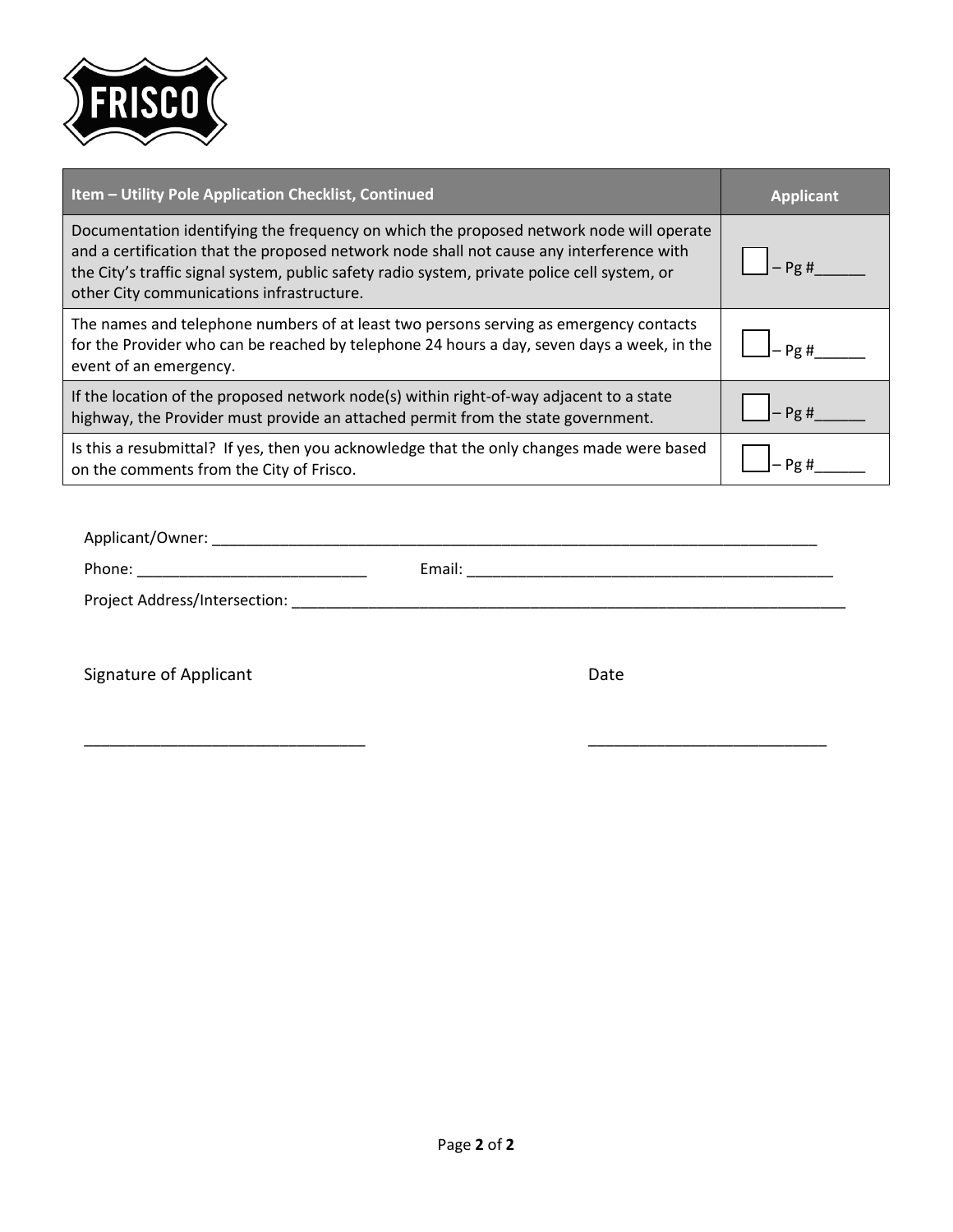| Item – Utility Pole Application Checklist, Continued | Applicant |
|---|---|
| Documentation identifying the frequency on which the proposed network node will operate and a certification that the proposed network node shall not cause any interference with the City's traffic signal system, public safety radio system, private police cell system, or other City communications infrastructure. | ☐ – Pg #______ |
| The names and telephone numbers of at least two persons serving as emergency contacts for the Provider who can be reached by telephone 24 hours a day, seven days a week, in the event of an emergency. | ☐ – Pg #______ |
| If the location of the proposed network node(s) within right-of-way adjacent to a state highway, the Provider must provide an attached permit from the state government. | ☐ – Pg #______ |
| Is this a resubmittal? If yes, then you acknowledge that the only changes made were based on the comments from the City of Frisco. | ☐ – Pg #______ |

Applicant/Owner: ____________________________________________________________________________

Phone: ____________________________ Email: ______________________________________________

Project Address/Intersection: ______________________________________________________________________

Signature of Applicant ________________________________

Date ___________________________